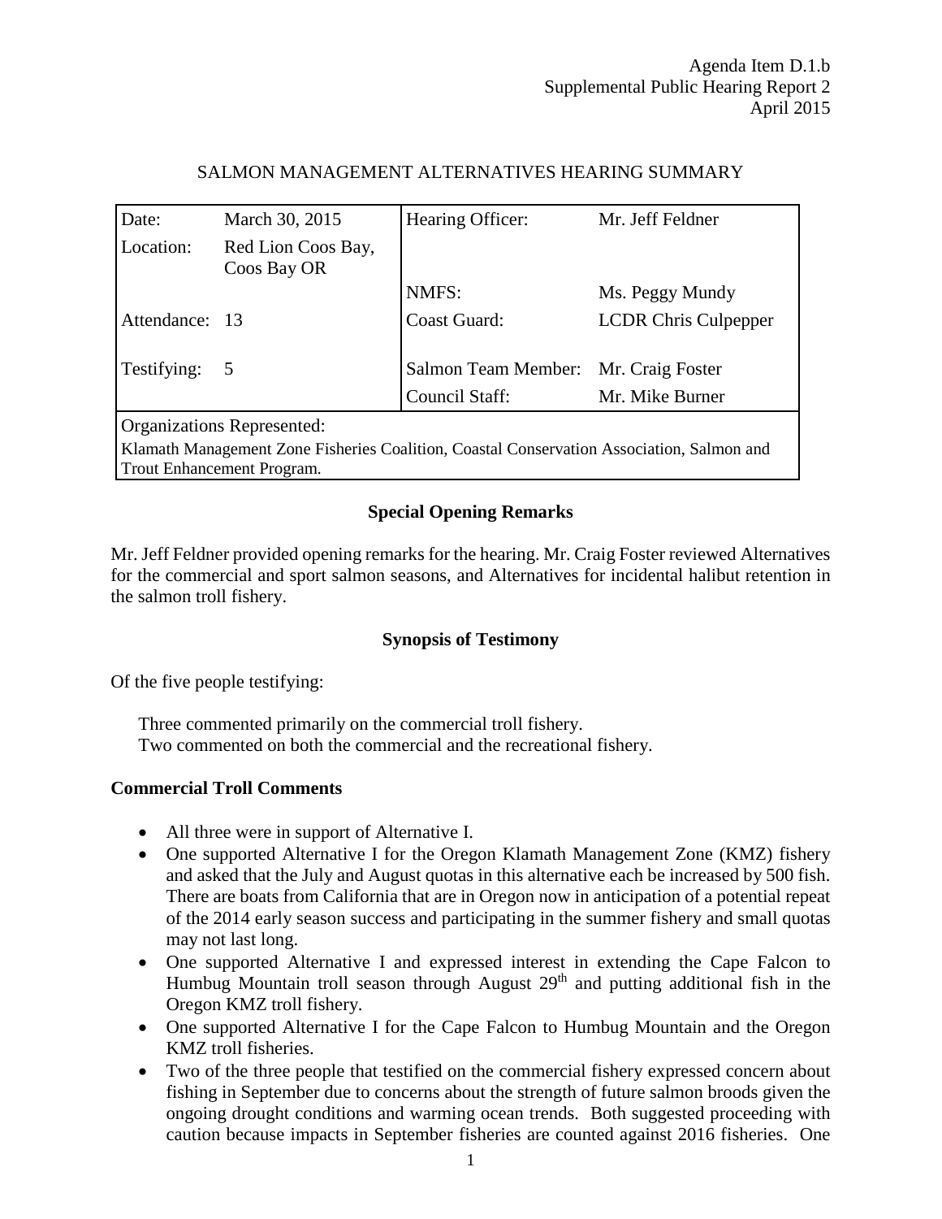Agenda Item D.1.b
Supplemental Public Hearing Report 2
April 2015

## SALMON MANAGEMENT ALTERNATIVES HEARING SUMMARY

| | | | |
|---|---|---|---|
| Date: | March 30, 2015 | Hearing Officer: | Mr. Jeff Feldner |
| Location: | Red Lion Coos Bay, Coos Bay OR | | |
| | | NMFS: | Ms. Peggy Mundy |
| Attendance: | 13 | Coast Guard: | LCDR Chris Culpepper |
| Testifying: | 5 | Salmon Team Member: | Mr. Craig Foster |
| | | Council Staff: | Mr. Mike Burner |
| Organizations Represented: Klamath Management Zone Fisheries Coalition, Coastal Conservation Association, Salmon and Trout Enhancement Program. | | | |

### Special Opening Remarks

Mr. Jeff Feldner provided opening remarks for the hearing. Mr. Craig Foster reviewed Alternatives for the commercial and sport salmon seasons, and Alternatives for incidental halibut retention in the salmon troll fishery.

### Synopsis of Testimony

Of the five people testifying:

Three commented primarily on the commercial troll fishery.
Two commented on both the commercial and the recreational fishery.

### Commercial Troll Comments

- All three were in support of Alternative I.
- One supported Alternative I for the Oregon Klamath Management Zone (KMZ) fishery and asked that the July and August quotas in this alternative each be increased by 500 fish. There are boats from California that are in Oregon now in anticipation of a potential repeat of the 2014 early season success and participating in the summer fishery and small quotas may not last long.
- One supported Alternative I and expressed interest in extending the Cape Falcon to Humbug Mountain troll season through August 29th and putting additional fish in the Oregon KMZ troll fishery.
- One supported Alternative I for the Cape Falcon to Humbug Mountain and the Oregon KMZ troll fisheries.
- Two of the three people that testified on the commercial fishery expressed concern about fishing in September due to concerns about the strength of future salmon broods given the ongoing drought conditions and warming ocean trends. Both suggested proceeding with caution because impacts in September fisheries are counted against 2016 fisheries. One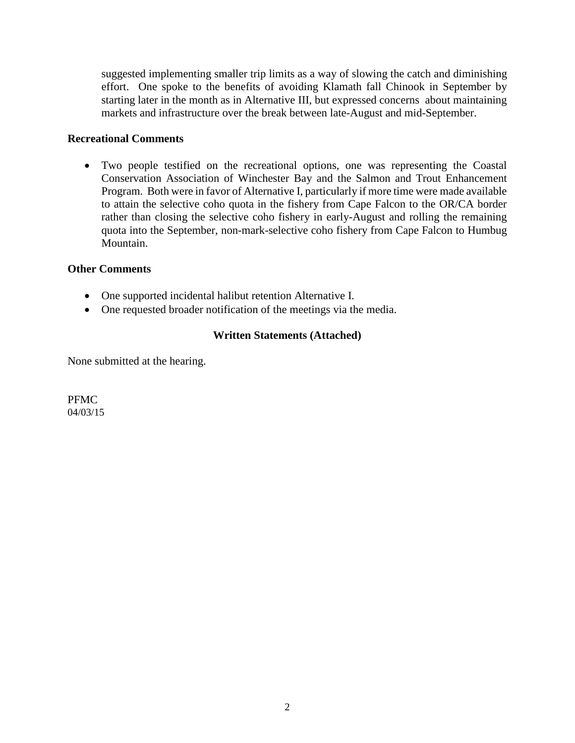suggested implementing smaller trip limits as a way of slowing the catch and diminishing effort. One spoke to the benefits of avoiding Klamath fall Chinook in September by starting later in the month as in Alternative III, but expressed concerns about maintaining markets and infrastructure over the break between late-August and mid-September.

**Recreational Comments**

- Two people testified on the recreational options, one was representing the Coastal Conservation Association of Winchester Bay and the Salmon and Trout Enhancement Program. Both were in favor of Alternative I, particularly if more time were made available to attain the selective coho quota in the fishery from Cape Falcon to the OR/CA border rather than closing the selective coho fishery in early-August and rolling the remaining quota into the September, non-mark-selective coho fishery from Cape Falcon to Humbug Mountain.

**Other Comments**

- One supported incidental halibut retention Alternative I.
- One requested broader notification of the meetings via the media.

**Written Statements (Attached)**

None submitted at the hearing.

PFMC
04/03/15